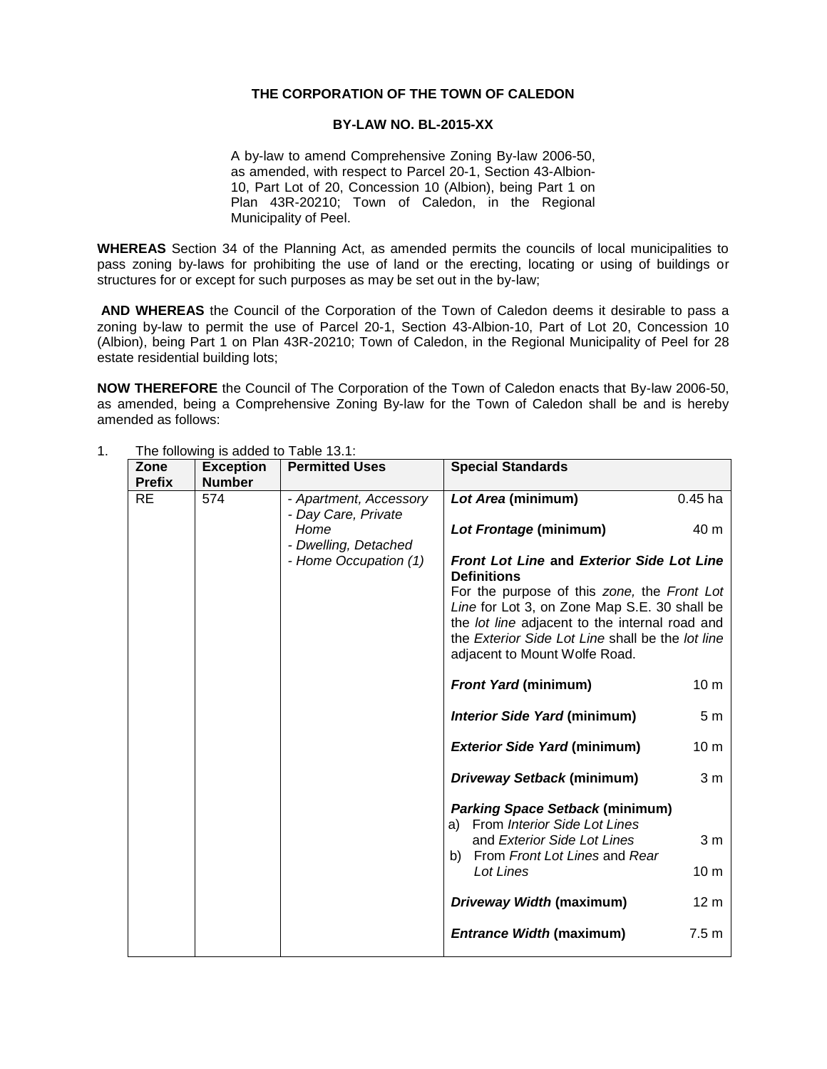**THE CORPORATION OF THE TOWN OF CALEDON**

**BY-LAW NO. BL-2015-XX**

A by-law to amend Comprehensive Zoning By-law 2006-50, as amended, with respect to Parcel 20-1, Section 43-Albion-10, Part Lot of 20, Concession 10 (Albion), being Part 1 on Plan 43R-20210; Town of Caledon, in the Regional Municipality of Peel.

**WHEREAS** Section 34 of the Planning Act, as amended permits the councils of local municipalities to pass zoning by-laws for prohibiting the use of land or the erecting, locating or using of buildings or structures for or except for such purposes as may be set out in the by-law;

**AND WHEREAS** the Council of the Corporation of the Town of Caledon deems it desirable to pass a zoning by-law to permit the use of Parcel 20-1, Section 43-Albion-10, Part of Lot 20, Concession 10 (Albion), being Part 1 on Plan 43R-20210; Town of Caledon, in the Regional Municipality of Peel for 28 estate residential building lots;

**NOW THEREFORE** the Council of The Corporation of the Town of Caledon enacts that By-law 2006-50, as amended, being a Comprehensive Zoning By-law for the Town of Caledon shall be and is hereby amended as follows:

1. The following is added to Table 13.1:

| Zone Prefix | Exception Number | Permitted Uses | Special Standards |
|---|---|---|---|
| RE | 574 | - *Apartment, Accessory*<br>- *Day Care, Private Home*<br>- *Dwelling, Detached*<br>- *Home Occupation (1)* | ***Lot Area*** **(minimum)** 0.45 ha<br><br>***Lot Frontage*** **(minimum)** 40 m<br><br>***Front Lot Line*** **and** ***Exterior Side Lot Line*** **Definitions**<br>For the purpose of this *zone,* the *Front Lot Line* for Lot 3, on Zone Map S.E. 30 shall be the *lot line* adjacent to the internal road and the *Exterior Side Lot Line* shall be the *lot line* adjacent to Mount Wolfe Road.<br><br>***Front Yard*** **(minimum)** 10 m<br><br>***Interior Side Yard*** **(minimum)** 5 m<br><br>***Exterior Side Yard*** **(minimum)** 10 m<br><br>***Driveway Setback*** **(minimum)** 3 m<br><br>***Parking Space Setback*** **(minimum)**<br>a) From *Interior Side Lot Lines* and *Exterior Side Lot Lines* 3 m<br>b) From *Front Lot Lines* and *Rear Lot Lines* 10 m<br><br>***Driveway Width*** **(maximum)** 12 m<br><br>***Entrance Width*** **(maximum)** 7.5 m |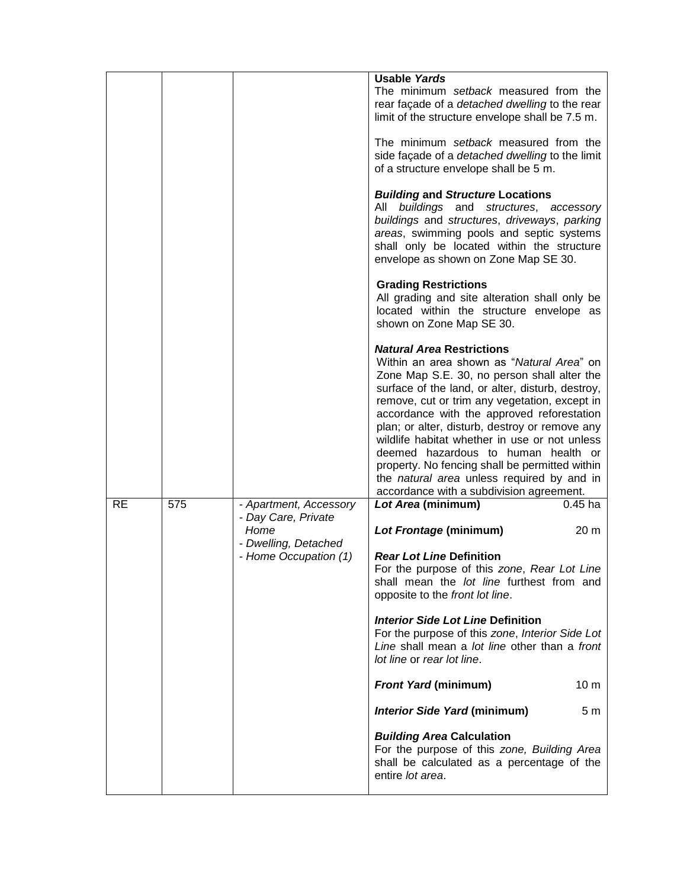| | | | |
|---|---|---|---|
| | | | **Usable *Yards***<br>The minimum *setback* measured from the rear façade of a *detached dwelling* to the rear limit of the structure envelope shall be 7.5 m.<br><br>The minimum *setback* measured from the side façade of a *detached dwelling* to the limit of a structure envelope shall be 5 m.<br><br>***Building* and *Structure* Locations**<br>All *buildings* and *structures*, *accessory buildings* and *structures*, *driveways*, *parking areas*, swimming pools and septic systems shall only be located within the structure envelope as shown on Zone Map SE 30.<br><br>**Grading Restrictions**<br>All grading and site alteration shall only be located within the structure envelope as shown on Zone Map SE 30.<br><br>***Natural Area* Restrictions**<br>Within an area shown as "*Natural Area*" on Zone Map S.E. 30, no person shall alter the surface of the land, or alter, disturb, destroy, remove, cut or trim any vegetation, except in accordance with the approved reforestation plan; or alter, disturb, destroy or remove any wildlife habitat whether in use or not unless deemed hazardous to human health or property. No fencing shall be permitted within the *natural area* unless required by and in accordance with a subdivision agreement. |
| RE | 575 | *- Apartment, Accessory*<br>*- Day Care, Private Home*<br>*- Dwelling, Detached*<br>*- Home Occupation (1)* | ***Lot Area* (minimum)** 0.45 ha<br><br>***Lot Frontage* (minimum)** 20 m<br><br>***Rear Lot Line* Definition**<br>For the purpose of this *zone*, *Rear Lot Line* shall mean the *lot line* furthest from and opposite to the *front lot line*.<br><br>***Interior Side Lot Line* Definition**<br>For the purpose of this *zone*, *Interior Side Lot Line* shall mean a *lot line* other than a *front lot line* or *rear lot line*.<br><br>***Front Yard* (minimum)** 10 m<br><br>***Interior Side Yard* (minimum)** 5 m<br><br>***Building Area* Calculation**<br>For the purpose of this *zone, Building Area* shall be calculated as a percentage of the entire *lot area*. |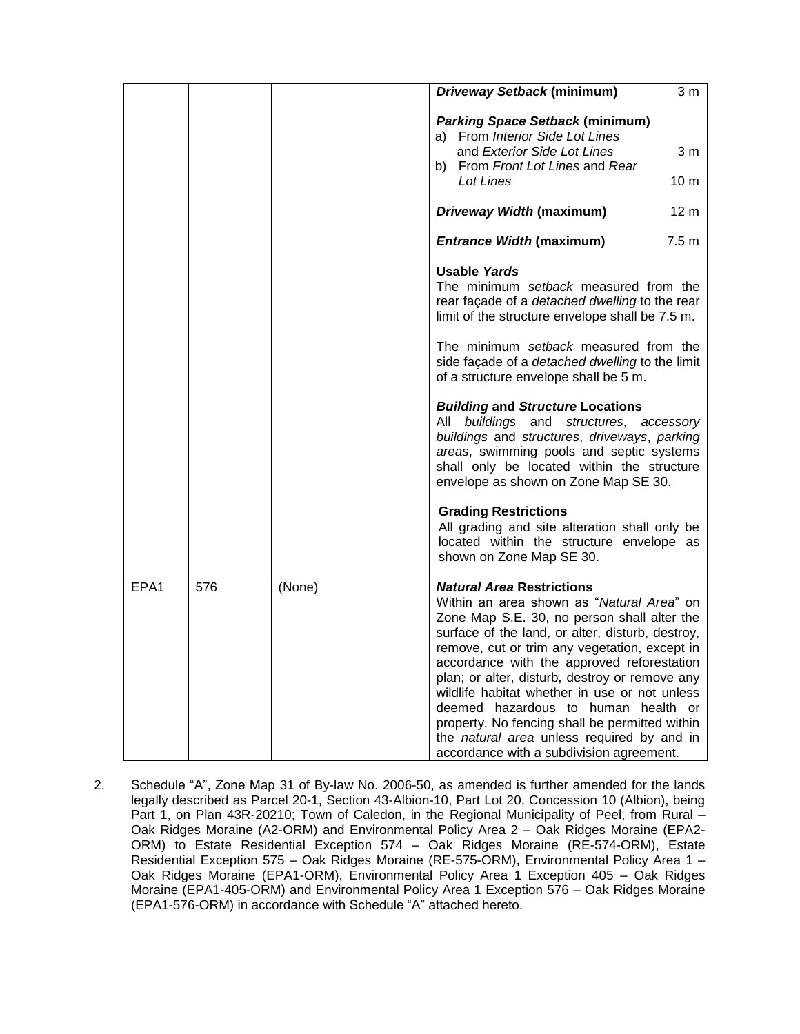| | | | |
|---|---|---|---|
| | | | ***Driveway Setback* (minimum)** 3 m<br><br>***Parking Space Setback* (minimum)**<br>a) From *Interior Side Lot Lines* and *Exterior Side Lot Lines* 3 m<br>b) From *Front Lot Lines* and *Rear Lot Lines* 10 m<br><br>***Driveway Width* (maximum)** 12 m<br><br>***Entrance Width* (maximum)** 7.5 m<br><br>**Usable *Yards***<br>The minimum *setback* measured from the rear façade of a *detached dwelling* to the rear limit of the structure envelope shall be 7.5 m.<br><br>The minimum *setback* measured from the side façade of a *detached dwelling* to the limit of a structure envelope shall be 5 m.<br><br>***Building* and *Structure* Locations**<br>All *buildings* and *structures*, *accessory buildings* and *structures*, *driveways*, *parking areas*, swimming pools and septic systems shall only be located within the structure envelope as shown on Zone Map SE 30.<br><br>**Grading Restrictions**<br>All grading and site alteration shall only be located within the structure envelope as shown on Zone Map SE 30. |
| EPA1 | 576 | (None) | ***Natural Area* Restrictions**<br>Within an area shown as "*Natural Area*" on Zone Map S.E. 30, no person shall alter the surface of the land, or alter, disturb, destroy, remove, cut or trim any vegetation, except in accordance with the approved reforestation plan; or alter, disturb, destroy or remove any wildlife habitat whether in use or not unless deemed hazardous to human health or property. No fencing shall be permitted within the *natural area* unless required by and in accordance with a subdivision agreement. |

2. Schedule "A", Zone Map 31 of By-law No. 2006-50, as amended is further amended for the lands legally described as Parcel 20-1, Section 43-Albion-10, Part Lot 20, Concession 10 (Albion), being Part 1, on Plan 43R-20210; Town of Caledon, in the Regional Municipality of Peel, from Rural – Oak Ridges Moraine (A2-ORM) and Environmental Policy Area 2 – Oak Ridges Moraine (EPA2-ORM) to Estate Residential Exception 574 – Oak Ridges Moraine (RE-574-ORM), Estate Residential Exception 575 – Oak Ridges Moraine (RE-575-ORM), Environmental Policy Area 1 – Oak Ridges Moraine (EPA1-ORM), Environmental Policy Area 1 Exception 405 – Oak Ridges Moraine (EPA1-405-ORM) and Environmental Policy Area 1 Exception 576 – Oak Ridges Moraine (EPA1-576-ORM) in accordance with Schedule "A" attached hereto.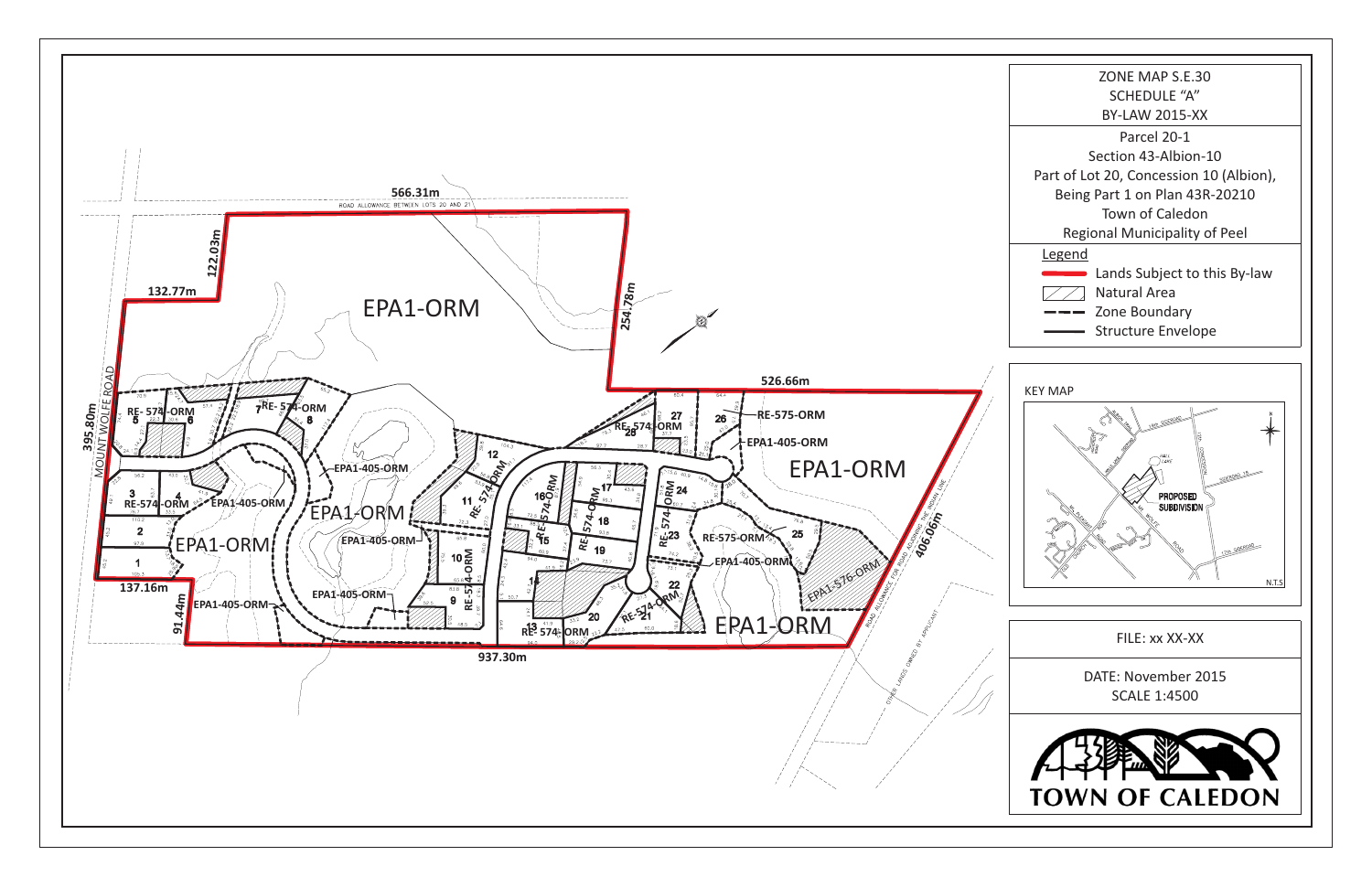ZONE MAP S.E.30
SCHEDULE "A"
BY-LAW 2015-XX

Parcel 20-1
Section 43-Albion-10
Part of Lot 20, Concession 10 (Albion),
Being Part 1 on Plan 43R-20210
Town of Caledon
Regional Municipality of Peel

Legend

- Lands Subject to this By-law
- Natural Area
- Zone Boundary
- Structure Envelope

KEY MAP

PROPOSED SUBDIVISION

N.T.S

FILE: xx XX-XX

DATE: November 2015
SCALE 1:4500

TOWN OF CALEDON

566.31m
ROAD ALLOWANCE BETWEEN LOTS 20 AND 21
122.03m
132.77m
254.78m
395.80m
MOUNT WOLFE ROAD
526.66m
406.06m
ROAD ALLOWANCE FOR ROAD ADJOINING THE INDIAN LINE
OTHER LANDS OWNED BY APPLICANT
137.16m
91.44m
937.30m

EPA1-ORM
EPA1-405-ORM
RE-574-ORM
RE-575-ORM
EPA1-576-ORM